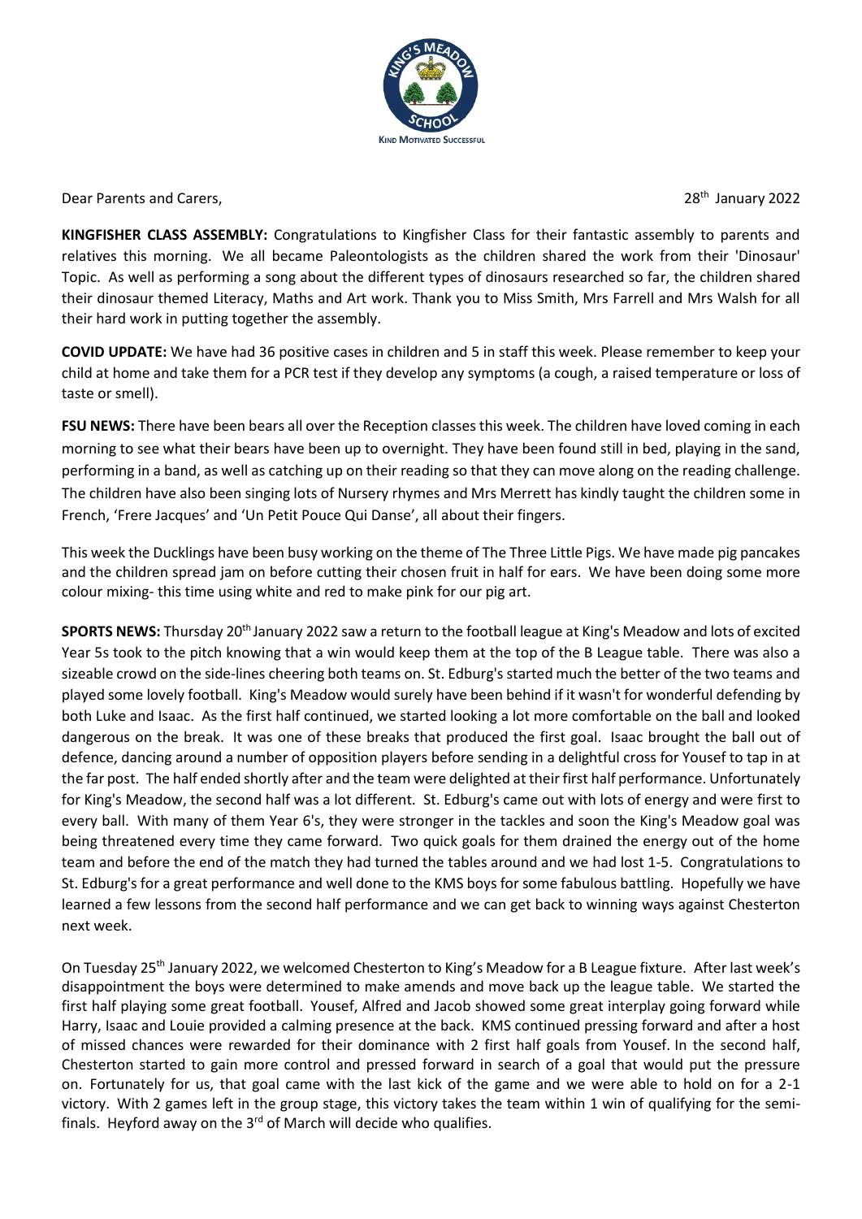KIND MOTIVATED SUCCESSFUL

Dear Parents and Carers,

28th January 2022

**KINGFISHER CLASS ASSEMBLY:** Congratulations to Kingfisher Class for their fantastic assembly to parents and relatives this morning. We all became Paleontologists as the children shared the work from their 'Dinosaur' Topic. As well as performing a song about the different types of dinosaurs researched so far, the children shared their dinosaur themed Literacy, Maths and Art work. Thank you to Miss Smith, Mrs Farrell and Mrs Walsh for all their hard work in putting together the assembly.

**COVID UPDATE:** We have had 36 positive cases in children and 5 in staff this week. Please remember to keep your child at home and take them for a PCR test if they develop any symptoms (a cough, a raised temperature or loss of taste or smell).

**FSU NEWS:** There have been bears all over the Reception classes this week. The children have loved coming in each morning to see what their bears have been up to overnight. They have been found still in bed, playing in the sand, performing in a band, as well as catching up on their reading so that they can move along on the reading challenge. The children have also been singing lots of Nursery rhymes and Mrs Merrett has kindly taught the children some in French, 'Frere Jacques' and 'Un Petit Pouce Qui Danse', all about their fingers.

This week the Ducklings have been busy working on the theme of The Three Little Pigs. We have made pig pancakes and the children spread jam on before cutting their chosen fruit in half for ears. We have been doing some more colour mixing- this time using white and red to make pink for our pig art.

**SPORTS NEWS:** Thursday 20th January 2022 saw a return to the football league at King's Meadow and lots of excited Year 5s took to the pitch knowing that a win would keep them at the top of the B League table. There was also a sizeable crowd on the side-lines cheering both teams on. St. Edburg's started much the better of the two teams and played some lovely football. King's Meadow would surely have been behind if it wasn't for wonderful defending by both Luke and Isaac. As the first half continued, we started looking a lot more comfortable on the ball and looked dangerous on the break. It was one of these breaks that produced the first goal. Isaac brought the ball out of defence, dancing around a number of opposition players before sending in a delightful cross for Yousef to tap in at the far post. The half ended shortly after and the team were delighted at their first half performance. Unfortunately for King's Meadow, the second half was a lot different. St. Edburg's came out with lots of energy and were first to every ball. With many of them Year 6's, they were stronger in the tackles and soon the King's Meadow goal was being threatened every time they came forward. Two quick goals for them drained the energy out of the home team and before the end of the match they had turned the tables around and we had lost 1-5. Congratulations to St. Edburg's for a great performance and well done to the KMS boys for some fabulous battling. Hopefully we have learned a few lessons from the second half performance and we can get back to winning ways against Chesterton next week.

On Tuesday 25th January 2022, we welcomed Chesterton to King's Meadow for a B League fixture. After last week's disappointment the boys were determined to make amends and move back up the league table. We started the first half playing some great football. Yousef, Alfred and Jacob showed some great interplay going forward while Harry, Isaac and Louie provided a calming presence at the back. KMS continued pressing forward and after a host of missed chances were rewarded for their dominance with 2 first half goals from Yousef. In the second half, Chesterton started to gain more control and pressed forward in search of a goal that would put the pressure on. Fortunately for us, that goal came with the last kick of the game and we were able to hold on for a 2-1 victory. With 2 games left in the group stage, this victory takes the team within 1 win of qualifying for the semi-finals. Heyford away on the 3rd of March will decide who qualifies.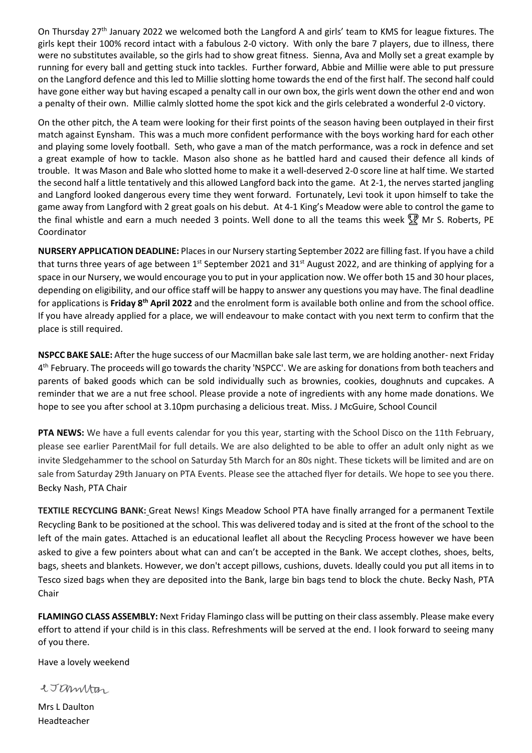On Thursday 27th January 2022 we welcomed both the Langford A and girls' team to KMS for league fixtures. The girls kept their 100% record intact with a fabulous 2-0 victory. With only the bare 7 players, due to illness, there were no substitutes available, so the girls had to show great fitness. Sienna, Ava and Molly set a great example by running for every ball and getting stuck into tackles. Further forward, Abbie and Millie were able to put pressure on the Langford defence and this led to Millie slotting home towards the end of the first half. The second half could have gone either way but having escaped a penalty call in our own box, the girls went down the other end and won a penalty of their own. Millie calmly slotted home the spot kick and the girls celebrated a wonderful 2-0 victory.

On the other pitch, the A team were looking for their first points of the season having been outplayed in their first match against Eynsham. This was a much more confident performance with the boys working hard for each other and playing some lovely football. Seth, who gave a man of the match performance, was a rock in defence and set a great example of how to tackle. Mason also shone as he battled hard and caused their defence all kinds of trouble. It was Mason and Bale who slotted home to make it a well-deserved 2-0 score line at half time. We started the second half a little tentatively and this allowed Langford back into the game. At 2-1, the nerves started jangling and Langford looked dangerous every time they went forward. Fortunately, Levi took it upon himself to take the game away from Langford with 2 great goals on his debut. At 4-1 King's Meadow were able to control the game to the final whistle and earn a much needed 3 points. Well done to all the teams this week 🏆 Mr S. Roberts, PE Coordinator

**NURSERY APPLICATION DEADLINE:** Places in our Nursery starting September 2022 are filling fast. If you have a child that turns three years of age between 1st September 2021 and 31st August 2022, and are thinking of applying for a space in our Nursery, we would encourage you to put in your application now. We offer both 15 and 30 hour places, depending on eligibility, and our office staff will be happy to answer any questions you may have. The final deadline for applications is **Friday 8th April 2022** and the enrolment form is available both online and from the school office. If you have already applied for a place, we will endeavour to make contact with you next term to confirm that the place is still required.

**NSPCC BAKE SALE:** After the huge success of our Macmillan bake sale last term, we are holding another- next Friday 4th February. The proceeds will go towards the charity 'NSPCC'. We are asking for donations from both teachers and parents of baked goods which can be sold individually such as brownies, cookies, doughnuts and cupcakes. A reminder that we are a nut free school. Please provide a note of ingredients with any home made donations. We hope to see you after school at 3.10pm purchasing a delicious treat. Miss. J McGuire, School Council

**PTA NEWS:** We have a full events calendar for you this year, starting with the School Disco on the 11th February, please see earlier ParentMail for full details. We are also delighted to be able to offer an adult only night as we invite Sledgehammer to the school on Saturday 5th March for an 80s night. These tickets will be limited and are on sale from Saturday 29th January on PTA Events. Please see the attached flyer for details. We hope to see you there. Becky Nash, PTA Chair

**TEXTILE RECYCLING BANK:** Great News! Kings Meadow School PTA have finally arranged for a permanent Textile Recycling Bank to be positioned at the school. This was delivered today and is sited at the front of the school to the left of the main gates. Attached is an educational leaflet all about the Recycling Process however we have been asked to give a few pointers about what can and can't be accepted in the Bank. We accept clothes, shoes, belts, bags, sheets and blankets. However, we don't accept pillows, cushions, duvets. Ideally could you put all items in to Tesco sized bags when they are deposited into the Bank, large bin bags tend to block the chute. Becky Nash, PTA Chair

**FLAMINGO CLASS ASSEMBLY:** Next Friday Flamingo class will be putting on their class assembly. Please make every effort to attend if your child is in this class. Refreshments will be served at the end. I look forward to seeing many of you there.

Have a lovely weekend

L Daulton

Mrs L Daulton
Headteacher